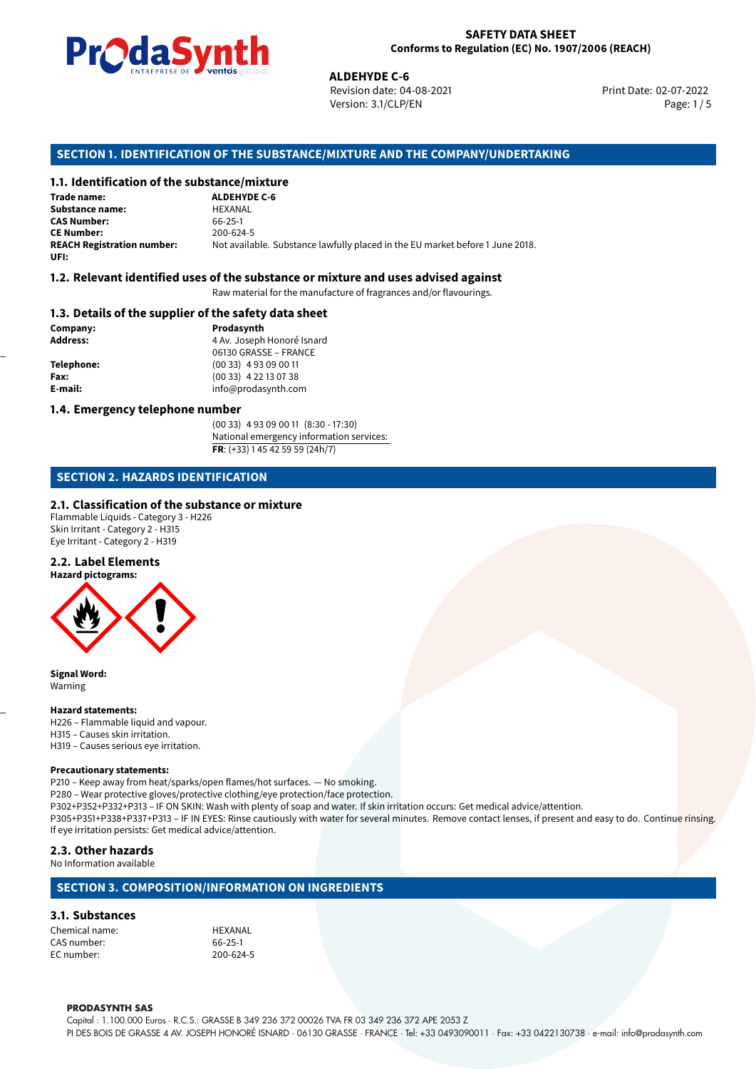**SAFETY DATA SHEET**
**Conforms to Regulation (EC) No. 1907/2006 (REACH)**

**ALDEHYDE C-6**
Revision date: 04-08-2021
Version: 3.1/CLP/EN
Print Date: 02-07-2022

## SECTION 1. IDENTIFICATION OF THE SUBSTANCE/MIXTURE AND THE COMPANY/UNDERTAKING

### 1.1. Identification of the substance/mixture

**Trade name:** **ALDEHYDE C-6**
**Substance name:** HEXANAL
**CAS Number:** 66-25-1
**CE Number:** 200-624-5
**REACH Registration number:** Not available. Substance lawfully placed in the EU market before 1 June 2018.
**UFI:**

### 1.2. Relevant identified uses of the substance or mixture and uses advised against

Raw material for the manufacture of fragrances and/or flavourings.

### 1.3. Details of the supplier of the safety data sheet

**Company:** **Prodasynth**
**Address:** 4 Av. Joseph Honoré Isnard
06130 GRASSE – FRANCE
**Telephone:** (00 33) 4 93 09 00 11
**Fax:** (00 33) 4 22 13 07 38
**E-mail:** info@prodasynth.com

### 1.4. Emergency telephone number

(00 33) 4 93 09 00 11 (8:30 - 17:30)
National emergency information services:
**FR**: (+33) 1 45 42 59 59 (24h/7)

## SECTION 2. HAZARDS IDENTIFICATION

### 2.1. Classification of the substance or mixture

Flammable Liquids - Category 3 - H226
Skin Irritant - Category 2 - H315
Eye Irritant - Category 2 - H319

### 2.2. Label Elements

**Hazard pictograms:**

**Signal Word:**
Warning

**Hazard statements:**
H226 – Flammable liquid and vapour.
H315 – Causes skin irritation.
H319 – Causes serious eye irritation.

**Precautionary statements:**
P210 – Keep away from heat/sparks/open flames/hot surfaces. — No smoking.
P280 – Wear protective gloves/protective clothing/eye protection/face protection.
P302+P352+P332+P313 – IF ON SKIN: Wash with plenty of soap and water. If skin irritation occurs: Get medical advice/attention.
P305+P351+P338+P337+P313 – IF IN EYES: Rinse cautiously with water for several minutes. Remove contact lenses, if present and easy to do. Continue rinsing. If eye irritation persists: Get medical advice/attention.

### 2.3. Other hazards

No Information available

## SECTION 3. COMPOSITION/INFORMATION ON INGREDIENTS

### 3.1. Substances

Chemical name: HEXANAL
CAS number: 66-25-1
EC number: 200-624-5

**PRODASYNTH SAS**
Capital : 1.100.000 Euros · R.C.S.: GRASSE B 349 236 372 00026 TVA FR 03 349 236 372 APE 2053 Z
PI DES BOIS DE GRASSE 4 AV. JOSEPH HONORÉ ISNARD · 06130 GRASSE · FRANCE · Tel: +33 0493090011 · Fax: +33 0422130738 · e-mail: info@prodasynth.com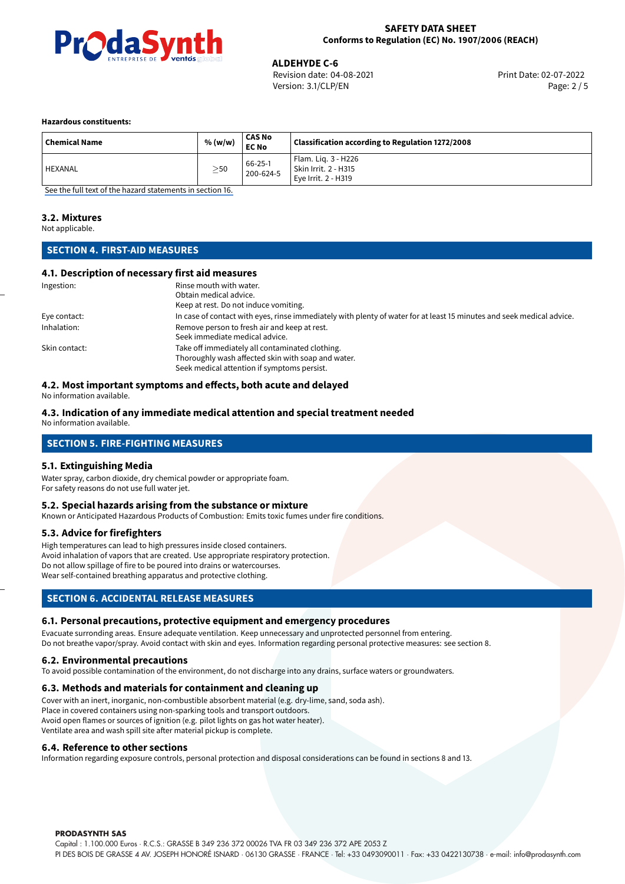**Hazardous constituents:**

| Chemical Name | % (w/w) | CAS No<br>EC No | Classification according to Regulation 1272/2008 |
|---|---|---|---|
| HEXANAL | $\geq$50 | 66-25-1<br>200-624-5 | Flam. Liq. 3 - H226<br>Skin Irrit. 2 - H315<br>Eye Irrit. 2 - H319 |

See the full text of the hazard statements in section 16.

### 3.2. Mixtures

Not applicable.

## SECTION 4. FIRST-AID MEASURES

### 4.1. Description of necessary first aid measures

Ingestion: Rinse mouth with water.
Obtain medical advice.
Keep at rest. Do not induce vomiting.

Eye contact: In case of contact with eyes, rinse immediately with plenty of water for at least 15 minutes and seek medical advice.

Inhalation: Remove person to fresh air and keep at rest.
Seek immediate medical advice.

Skin contact: Take off immediately all contaminated clothing.
Thoroughly wash affected skin with soap and water.
Seek medical attention if symptoms persist.

### 4.2. Most important symptoms and effects, both acute and delayed

No information available.

### 4.3. Indication of any immediate medical attention and special treatment needed

No information available.

## SECTION 5. FIRE-FIGHTING MEASURES

### 5.1. Extinguishing Media

Water spray, carbon dioxide, dry chemical powder or appropriate foam.
For safety reasons do not use full water jet.

### 5.2. Special hazards arising from the substance or mixture

Known or Anticipated Hazardous Products of Combustion: Emits toxic fumes under fire conditions.

### 5.3. Advice for firefighters

High temperatures can lead to high pressures inside closed containers.
Avoid inhalation of vapors that are created. Use appropriate respiratory protection.
Do not allow spillage of fire to be poured into drains or watercourses.
Wear self-contained breathing apparatus and protective clothing.

## SECTION 6. ACCIDENTAL RELEASE MEASURES

### 6.1. Personal precautions, protective equipment and emergency procedures

Evacuate surronding areas. Ensure adequate ventilation. Keep unnecessary and unprotected personnel from entering.
Do not breathe vapor/spray. Avoid contact with skin and eyes. Information regarding personal protective measures: see section 8.

### 6.2. Environmental precautions

To avoid possible contamination of the environment, do not discharge into any drains, surface waters or groundwaters.

### 6.3. Methods and materials for containment and cleaning up

Cover with an inert, inorganic, non-combustible absorbent material (e.g. dry-lime, sand, soda ash).
Place in covered containers using non-sparking tools and transport outdoors.
Avoid open flames or sources of ignition (e.g. pilot lights on gas hot water heater).
Ventilate area and wash spill site after material pickup is complete.

### 6.4. Reference to other sections

Information regarding exposure controls, personal protection and disposal considerations can be found in sections 8 and 13.

**PRODASYNTH SAS**
Capital : 1.100.000 Euros · R.C.S.: GRASSE B 349 236 372 00026 TVA FR 03 349 236 372 APE 2053 Z
PI DES BOIS DE GRASSE 4 AV. JOSEPH HONORÉ ISNARD · 06130 GRASSE · FRANCE · Tel: +33 0493090011 · Fax: +33 0422130738 · e-mail: info@prodasynth.com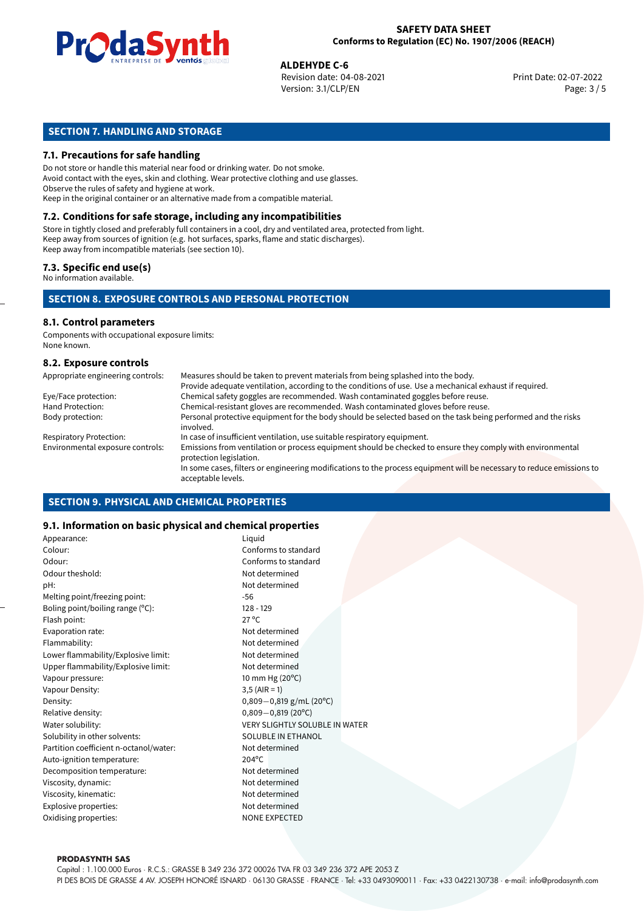## SECTION 7. HANDLING AND STORAGE

### 7.1. Precautions for safe handling

Do not store or handle this material near food or drinking water. Do not smoke.
Avoid contact with the eyes, skin and clothing. Wear protective clothing and use glasses.
Observe the rules of safety and hygiene at work.
Keep in the original container or an alternative made from a compatible material.

### 7.2. Conditions for safe storage, including any incompatibilities

Store in tightly closed and preferably full containers in a cool, dry and ventilated area, protected from light.
Keep away from sources of ignition (e.g. hot surfaces, sparks, flame and static discharges).
Keep away from incompatible materials (see section 10).

### 7.3. Specific end use(s)

No information available.

## SECTION 8. EXPOSURE CONTROLS AND PERSONAL PROTECTION

### 8.1. Control parameters

Components with occupational exposure limits:
None known.

### 8.2. Exposure controls

| | |
|---|---|
| Appropriate engineering controls: | Measures should be taken to prevent materials from being splashed into the body. Provide adequate ventilation, according to the conditions of use. Use a mechanical exhaust if required. |
| Eye/Face protection: | Chemical safety goggles are recommended. Wash contaminated goggles before reuse. |
| Hand Protection: | Chemical-resistant gloves are recommended. Wash contaminated gloves before reuse. |
| Body protection: | Personal protective equipment for the body should be selected based on the task being performed and the risks involved. |
| Respiratory Protection: | In case of insufficient ventilation, use suitable respiratory equipment. |
| Environmental exposure controls: | Emissions from ventilation or process equipment should be checked to ensure they comply with environmental protection legislation. In some cases, filters or engineering modifications to the process equipment will be necessary to reduce emissions to acceptable levels. |

## SECTION 9. PHYSICAL AND CHEMICAL PROPERTIES

### 9.1. Information on basic physical and chemical properties

| | |
|---|---|
| Appearance: | Liquid |
| Colour: | Conforms to standard |
| Odour: | Conforms to standard |
| Odour theshold: | Not determined |
| pH: | Not determined |
| Melting point/freezing point: | -56 |
| Boling point/boiling range (°C): | 128 - 129 |
| Flash point: | 27 °C |
| Evaporation rate: | Not determined |
| Flammability: | Not determined |
| Lower flammability/Explosive limit: | Not determined |
| Upper flammability/Explosive limit: | Not determined |
| Vapour pressure: | 10 mm Hg (20°C) |
| Vapour Density: | 3,5 (AIR = 1) |
| Density: | 0,809—0,819 g/mL (20°C) |
| Relative density: | 0,809—0,819 (20°C) |
| Water solubility: | VERY SLIGHTLY SOLUBLE IN WATER |
| Solubility in other solvents: | SOLUBLE IN ETHANOL |
| Partition coefficient n-octanol/water: | Not determined |
| Auto-ignition temperature: | 204°C |
| Decomposition temperature: | Not determined |
| Viscosity, dynamic: | Not determined |
| Viscosity, kinematic: | Not determined |
| Explosive properties: | Not determined |
| Oxidising properties: | NONE EXPECTED |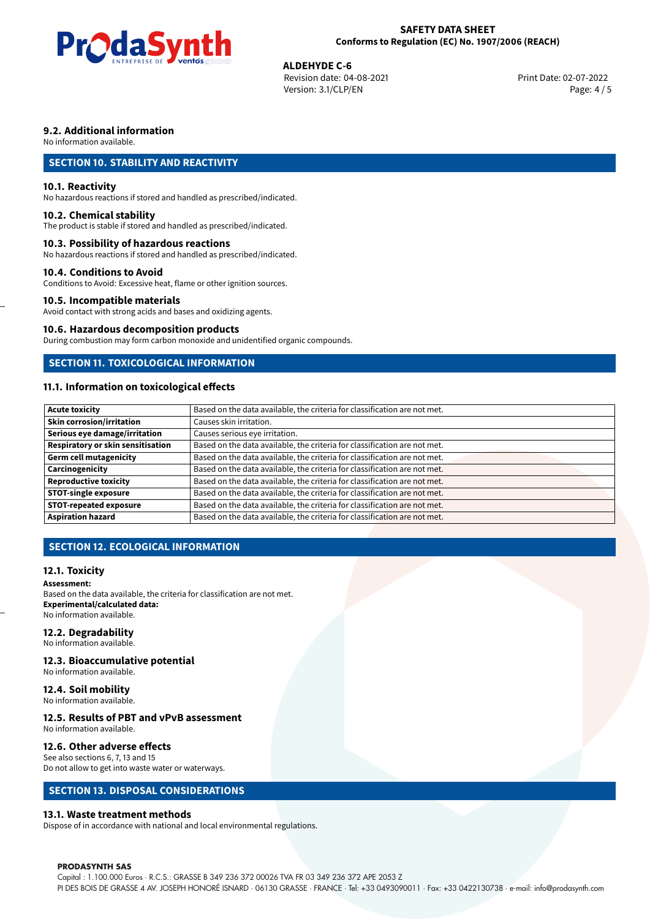## 9.2. Additional information

No information available.

## SECTION 10. STABILITY AND REACTIVITY

### 10.1. Reactivity

No hazardous reactions if stored and handled as prescribed/indicated.

### 10.2. Chemical stability

The product is stable if stored and handled as prescribed/indicated.

### 10.3. Possibility of hazardous reactions

No hazardous reactions if stored and handled as prescribed/indicated.

### 10.4. Conditions to Avoid

Conditions to Avoid: Excessive heat, flame or other ignition sources.

### 10.5. Incompatible materials

Avoid contact with strong acids and bases and oxidizing agents.

### 10.6. Hazardous decomposition products

During combustion may form carbon monoxide and unidentified organic compounds.

## SECTION 11. TOXICOLOGICAL INFORMATION

### 11.1. Information on toxicological effects

| | |
|---|---|
| **Acute toxicity** | Based on the data available, the criteria for classification are not met. |
| **Skin corrosion/irritation** | Causes skin irritation. |
| **Serious eye damage/irritation** | Causes serious eye irritation. |
| **Respiratory or skin sensitisation** | Based on the data available, the criteria for classification are not met. |
| **Germ cell mutagenicity** | Based on the data available, the criteria for classification are not met. |
| **Carcinogenicity** | Based on the data available, the criteria for classification are not met. |
| **Reproductive toxicity** | Based on the data available, the criteria for classification are not met. |
| **STOT-single exposure** | Based on the data available, the criteria for classification are not met. |
| **STOT-repeated exposure** | Based on the data available, the criteria for classification are not met. |
| **Aspiration hazard** | Based on the data available, the criteria for classification are not met. |

## SECTION 12. ECOLOGICAL INFORMATION

### 12.1. Toxicity

**Assessment:**
Based on the data available, the criteria for classification are not met.
**Experimental/calculated data:**
No information available.

### 12.2. Degradability

No information available.

### 12.3. Bioaccumulative potential

No information available.

### 12.4. Soil mobility

No information available.

### 12.5. Results of PBT and vPvB assessment

No information available.

### 12.6. Other adverse effects

See also sections 6, 7, 13 and 15
Do not allow to get into waste water or waterways.

## SECTION 13. DISPOSAL CONSIDERATIONS

### 13.1. Waste treatment methods

Dispose of in accordance with national and local environmental regulations.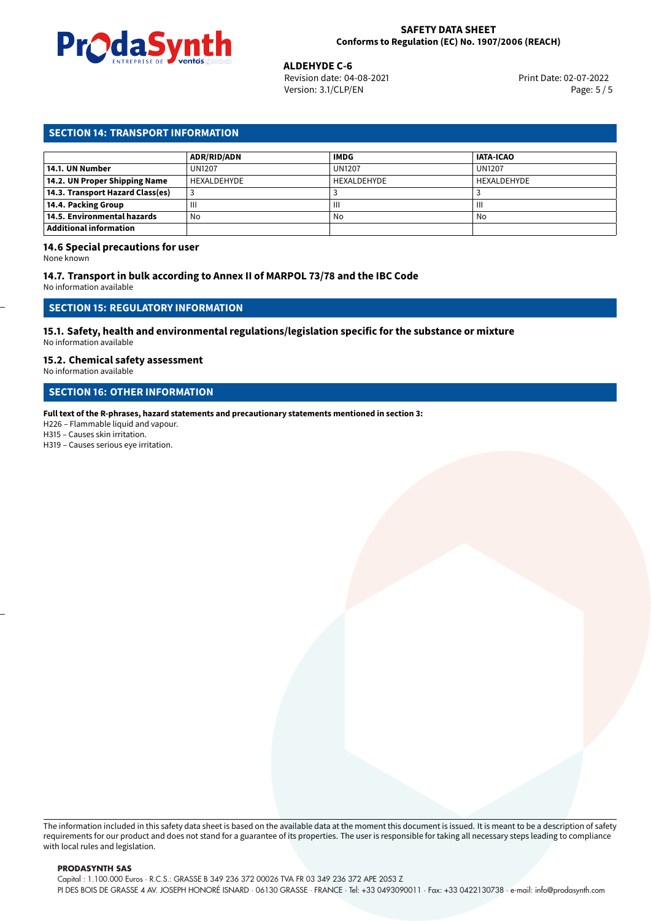## SECTION 14: TRANSPORT INFORMATION

| | ADR/RID/ADN | IMDG | IATA-ICAO |
|---|---|---|---|
| **14.1. UN Number** | UN1207 | UN1207 | UN1207 |
| **14.2. UN Proper Shipping Name** | HEXALDEHYDE | HEXALDEHYDE | HEXALDEHYDE |
| **14.3. Transport Hazard Class(es)** | 3 | 3 | 3 |
| **14.4. Packing Group** | III | III | III |
| **14.5. Environmental hazards** | No | No | No |
| **Additional information** | | | |

### 14.6 Special precautions for user

None known

### 14.7. Transport in bulk according to Annex II of MARPOL 73/78 and the IBC Code

No information available

## SECTION 15: REGULATORY INFORMATION

### 15.1. Safety, health and environmental regulations/legislation specific for the substance or mixture

No information available

### 15.2. Chemical safety assessment

No information available

## SECTION 16: OTHER INFORMATION

**Full text of the R-phrases, hazard statements and precautionary statements mentioned in section 3:**

H226 – Flammable liquid and vapour.
H315 – Causes skin irritation.
H319 – Causes serious eye irritation.

The information included in this safety data sheet is based on the available data at the moment this document is issued. It is meant to be a description of safety requirements for our product and does not stand for a guarantee of its properties. The user is responsible for taking all necessary steps leading to compliance with local rules and legislation.

**PRODASYNTH SAS**
Capital : 1.100.000 Euros · R.C.S.: GRASSE B 349 236 372 00026 TVA FR 03 349 236 372 APE 2053 Z
PI DES BOIS DE GRASSE 4 AV. JOSEPH HONORÉ ISNARD · 06130 GRASSE · FRANCE · Tel: +33 0493090011 · Fax: +33 0422130738 · e-mail: info@prodasynth.com